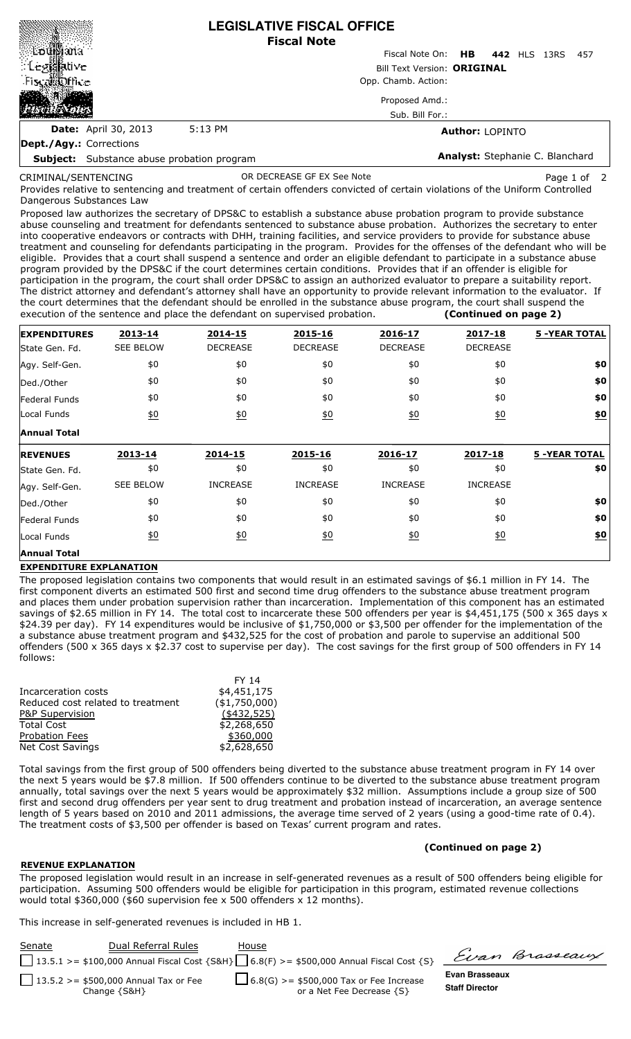# LEGISLATIVE FISCAL OFFICE
## Fiscal Note

Fiscal Note On: **HB 442** HLS 13RS 457

Bill Text Version: **ORIGINAL**

Opp. Chamb. Action:

Proposed Amd.:

Sub. Bill For.:

**Date:** April 30, 2013 5:13 PM

**Author:** LOPINTO

**Dept./Agy.:** Corrections

**Subject:** Substance abuse probation program

**Analyst:** Stephanie C. Blanchard

CRIMINAL/SENTENCING OR DECREASE GF EX See Note

Provides relative to sentencing and treatment of certain offenders convicted of certain violations of the Uniform Controlled Dangerous Substances Law

Proposed law authorizes the secretary of DPS&C to establish a substance abuse probation program to provide substance abuse counseling and treatment for defendants sentenced to substance abuse probation. Authorizes the secretary to enter into cooperative endeavors or contracts with DHH, training facilities, and service providers to provide for substance abuse treatment and counseling for defendants participating in the program. Provides for the offenses of the defendant who will be eligible. Provides that a court shall suspend a sentence and order an eligible defendant to participate in a substance abuse program provided by the DPS&C if the court determines certain conditions. Provides that if an offender is eligible for participation in the program, the court shall order DPS&C to assign an authorized evaluator to prepare a suitability report. The district attorney and defendant's attorney shall have an opportunity to provide relevant information to the evaluator. If the court determines that the defendant should be enrolled in the substance abuse program, the court shall suspend the execution of the sentence and place the defendant on supervised probation. **(Continued on page 2)**

| **EXPENDITURES** | **2013-14** | **2014-15** | **2015-16** | **2016-17** | **2017-18** | **5 -YEAR TOTAL** |
|---|---|---|---|---|---|---|
| State Gen. Fd. | SEE BELOW | DECREASE | DECREASE | DECREASE | DECREASE | |
| Agy. Self-Gen. | $0 | $0 | $0 | $0 | $0 | **$0** |
| Ded./Other | $0 | $0 | $0 | $0 | $0 | **$0** |
| Federal Funds | $0 | $0 | $0 | $0 | $0 | **$0** |
| Local Funds | $0 | $0 | $0 | $0 | $0 | **$0** |
| **Annual Total** | | | | | | |
| **REVENUES** | **2013-14** | **2014-15** | **2015-16** | **2016-17** | **2017-18** | **5 -YEAR TOTAL** |
| State Gen. Fd. | $0 | $0 | $0 | $0 | $0 | **$0** |
| Agy. Self-Gen. | SEE BELOW | INCREASE | INCREASE | INCREASE | INCREASE | |
| Ded./Other | $0 | $0 | $0 | $0 | $0 | **$0** |
| Federal Funds | $0 | $0 | $0 | $0 | $0 | **$0** |
| Local Funds | $0 | $0 | $0 | $0 | $0 | **$0** |
| **Annual Total** | | | | | | |

### EXPENDITURE EXPLANATION

The proposed legislation contains two components that would result in an estimated savings of $6.1 million in FY 14. The first component diverts an estimated 500 first and second time drug offenders to the substance abuse treatment program and places them under probation supervision rather than incarceration. Implementation of this component has an estimated savings of $2.65 million in FY 14. The total cost to incarcerate these 500 offenders per year is $4,451,175 (500 x 365 days x $24.39 per day). FY 14 expenditures would be inclusive of $1,750,000 or $3,500 per offender for the implementation of the a substance abuse treatment program and $432,525 for the cost of probation and parole to supervise an additional 500 offenders (500 x 365 days x $2.37 cost to supervise per day). The cost savings for the first group of 500 offenders in FY 14 follows:

| | FY 14 |
|---|---|
| Incarceration costs | $4,451,175 |
| Reduced cost related to treatment | ($1,750,000) |
| P&P Supervision | ($432,525) |
| Total Cost | $2,268,650 |
| Probation Fees | $360,000 |
| Net Cost Savings | $2,628,650 |

Total savings from the first group of 500 offenders being diverted to the substance abuse treatment program in FY 14 over the next 5 years would be $7.8 million. If 500 offenders continue to be diverted to the substance abuse treatment program annually, total savings over the next 5 years would be approximately $32 million. Assumptions include a group size of 500 first and second drug offenders per year sent to drug treatment and probation instead of incarceration, an average sentence length of 5 years based on 2010 and 2011 admissions, the average time served of 2 years (using a good-time rate of 0.4). The treatment costs of $3,500 per offender is based on Texas' current program and rates.

**(Continued on page 2)**

### REVENUE EXPLANATION

The proposed legislation would result in an increase in self-generated revenues as a result of 500 offenders being eligible for participation. Assuming 500 offenders would be eligible for participation in this program, estimated revenue collections would total $360,000 ($60 supervision fee x 500 offenders x 12 months).

This increase in self-generated revenues is included in HB 1.

| Senate | Dual Referral Rules | House |
|---|---|---|
| ☐ 13.5.1 >= $100,000 Annual Fiscal Cost {S&H} | | ☐ 6.8(F) >= $500,000 Annual Fiscal Cost {S} |
| ☐ 13.5.2 >= $500,000 Annual Tax or Fee Change {S&H} | | ☐ 6.8(G) >= $500,000 Tax or Fee Increase or a Net Fee Decrease {S} |

Evan Brasseaux

**Evan Brasseaux**
**Staff Director**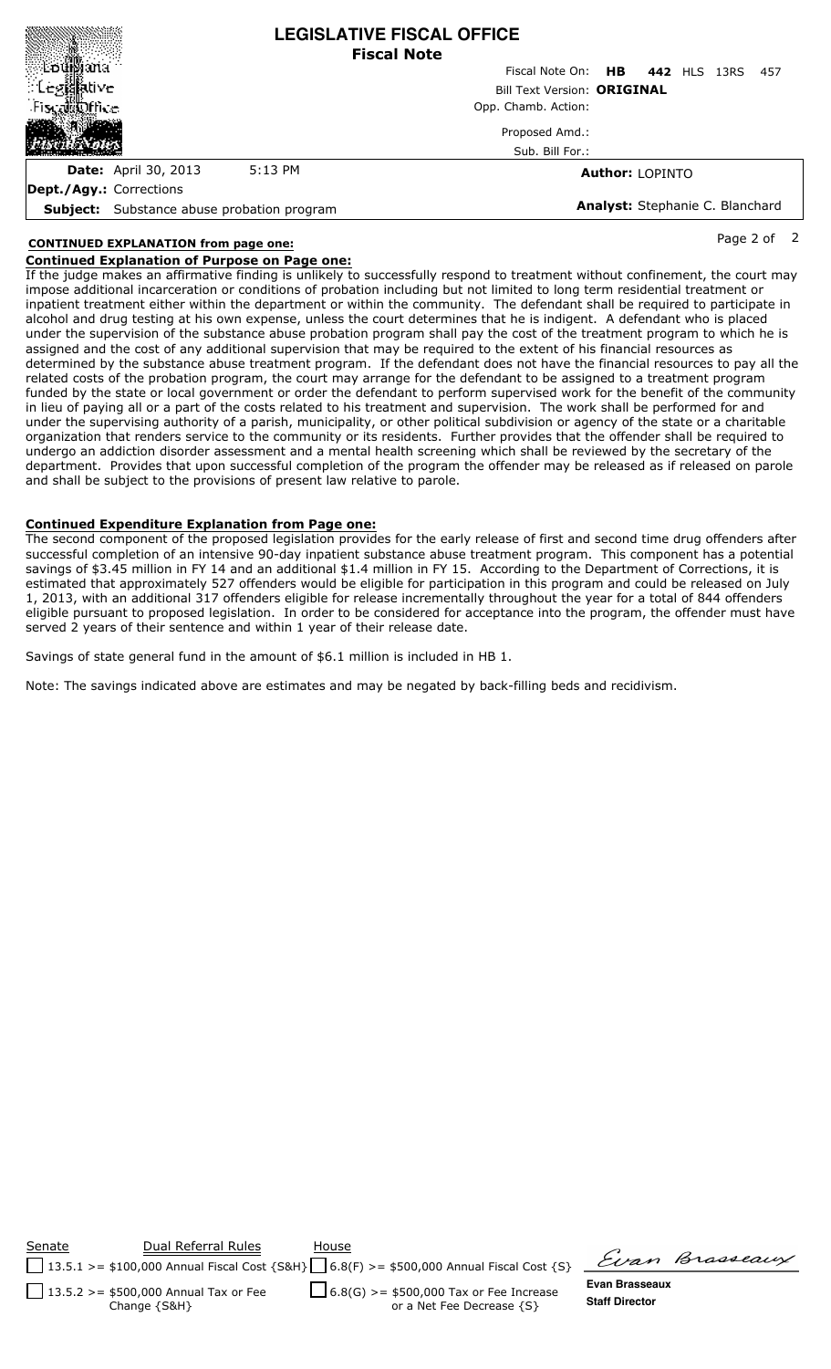# LEGISLATIVE FISCAL OFFICE
## Fiscal Note

Fiscal Note On: **HB 442** HLS 13RS 457

Bill Text Version: **ORIGINAL**

Opp. Chamb. Action:

Proposed Amd.:

Sub. Bill For.:

**Date:** April 30, 2013 5:13 PM

**Author:** LOPINTO

**Dept./Agy.:** Corrections

**Subject:** Substance abuse probation program

**Analyst:** Stephanie C. Blanchard

**CONTINUED EXPLANATION from page one:**

**Continued Explanation of Purpose on Page one:**

If the judge makes an affirmative finding is unlikely to successfully respond to treatment without confinement, the court may impose additional incarceration or conditions of probation including but not limited to long term residential treatment or inpatient treatment either within the department or within the community. The defendant shall be required to participate in alcohol and drug testing at his own expense, unless the court determines that he is indigent. A defendant who is placed under the supervision of the substance abuse probation program shall pay the cost of the treatment program to which he is assigned and the cost of any additional supervision that may be required to the extent of his financial resources as determined by the substance abuse treatment program. If the defendant does not have the financial resources to pay all the related costs of the probation program, the court may arrange for the defendant to be assigned to a treatment program funded by the state or local government or order the defendant to perform supervised work for the benefit of the community in lieu of paying all or a part of the costs related to his treatment and supervision. The work shall be performed for and under the supervising authority of a parish, municipality, or other political subdivision or agency of the state or a charitable organization that renders service to the community or its residents. Further provides that the offender shall be required to undergo an addiction disorder assessment and a mental health screening which shall be reviewed by the secretary of the department. Provides that upon successful completion of the program the offender may be released as if released on parole and shall be subject to the provisions of present law relative to parole.

**Continued Expenditure Explanation from Page one:**

The second component of the proposed legislation provides for the early release of first and second time drug offenders after successful completion of an intensive 90-day inpatient substance abuse treatment program. This component has a potential savings of $3.45 million in FY 14 and an additional $1.4 million in FY 15. According to the Department of Corrections, it is estimated that approximately 527 offenders would be eligible for participation in this program and could be released on July 1, 2013, with an additional 317 offenders eligible for release incrementally throughout the year for a total of 844 offenders eligible pursuant to proposed legislation. In order to be considered for acceptance into the program, the offender must have served 2 years of their sentence and within 1 year of their release date.

Savings of state general fund in the amount of $6.1 million is included in HB 1.

Note: The savings indicated above are estimates and may be negated by back-filling beds and recidivism.

| Senate | Dual Referral Rules | House |
|---|---|---|
| ☐ 13.5.1 >= $100,000 Annual Fiscal Cost {S&H} | | ☐ 6.8(F) >= $500,000 Annual Fiscal Cost {S} |
| ☐ 13.5.2 >= $500,000 Annual Tax or Fee Change {S&H} | | ☐ 6.8(G) >= $500,000 Tax or Fee Increase or a Net Fee Decrease {S} |

Evan Brasseaux
Staff Director